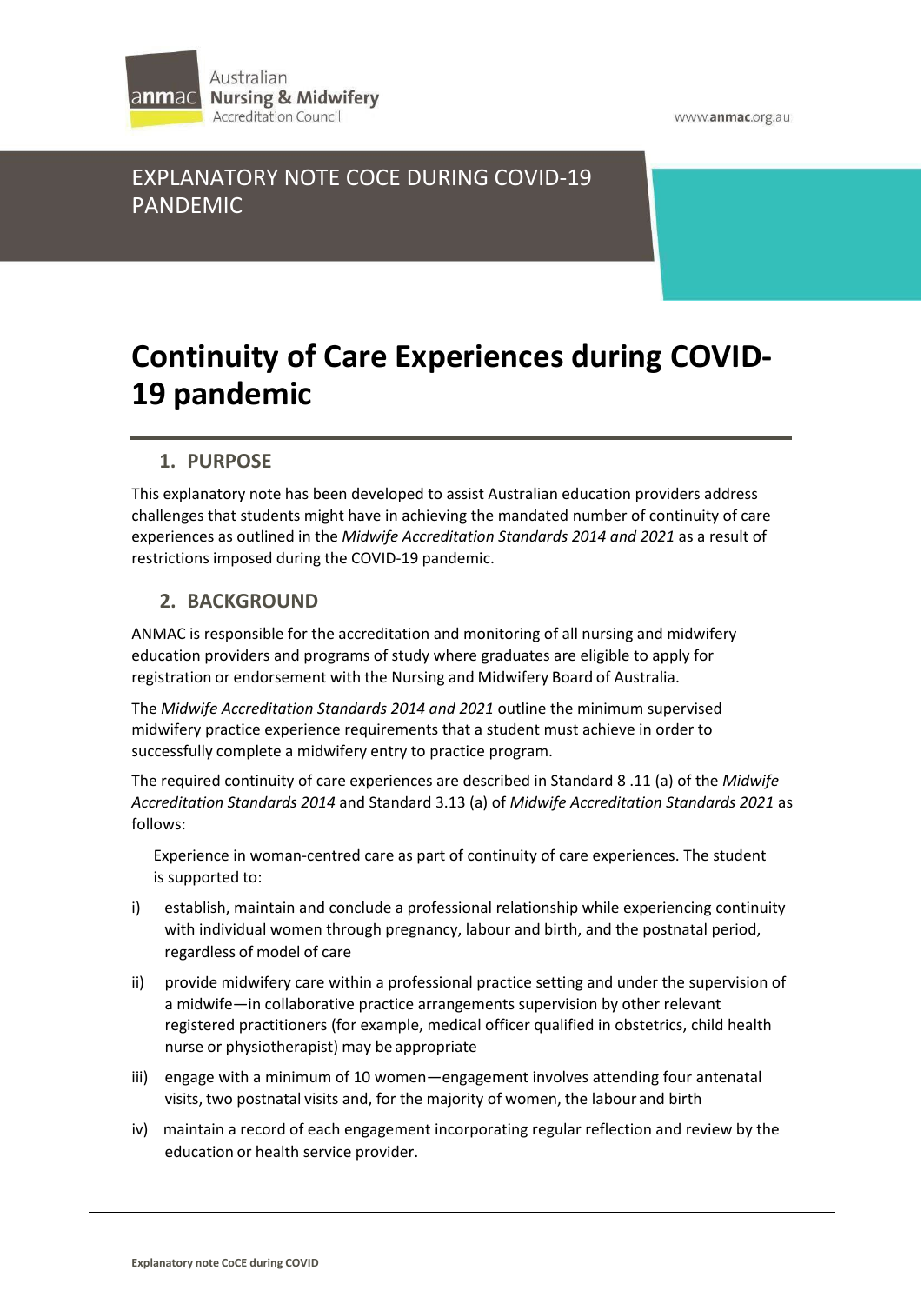Australian Nursing & Midwifery Accreditation Council

www.anmac.org.au

EXPLANATORY NOTE COCE DURING COVID-19 PANDEMIC

# Continuity of Care Experiences during COVID-19 pandemic

## 1. PURPOSE

This explanatory note has been developed to assist Australian education providers address challenges that students might have in achieving the mandated number of continuity of care experiences as outlined in the *Midwife Accreditation Standards 2014 and 2021* as a result of restrictions imposed during the COVID-19 pandemic.

## 2. BACKGROUND

ANMAC is responsible for the accreditation and monitoring of all nursing and midwifery education providers and programs of study where graduates are eligible to apply for registration or endorsement with the Nursing and Midwifery Board of Australia.

The *Midwife Accreditation Standards 2014 and 2021* outline the minimum supervised midwifery practice experience requirements that a student must achieve in order to successfully complete a midwifery entry to practice program.

The required continuity of care experiences are described in Standard 8 .11 (a) of the *Midwife Accreditation Standards 2014* and Standard 3.13 (a) of *Midwife Accreditation Standards 2021* as follows:

> Experience in woman-centred care as part of continuity of care experiences. The student is supported to:

i) establish, maintain and conclude a professional relationship while experiencing continuity with individual women through pregnancy, labour and birth, and the postnatal period, regardless of model of care

ii) provide midwifery care within a professional practice setting and under the supervision of a midwife—in collaborative practice arrangements supervision by other relevant registered practitioners (for example, medical officer qualified in obstetrics, child health nurse or physiotherapist) may be appropriate

iii) engage with a minimum of 10 women—engagement involves attending four antenatal visits, two postnatal visits and, for the majority of women, the labour and birth

iv) maintain a record of each engagement incorporating regular reflection and review by the education or health service provider.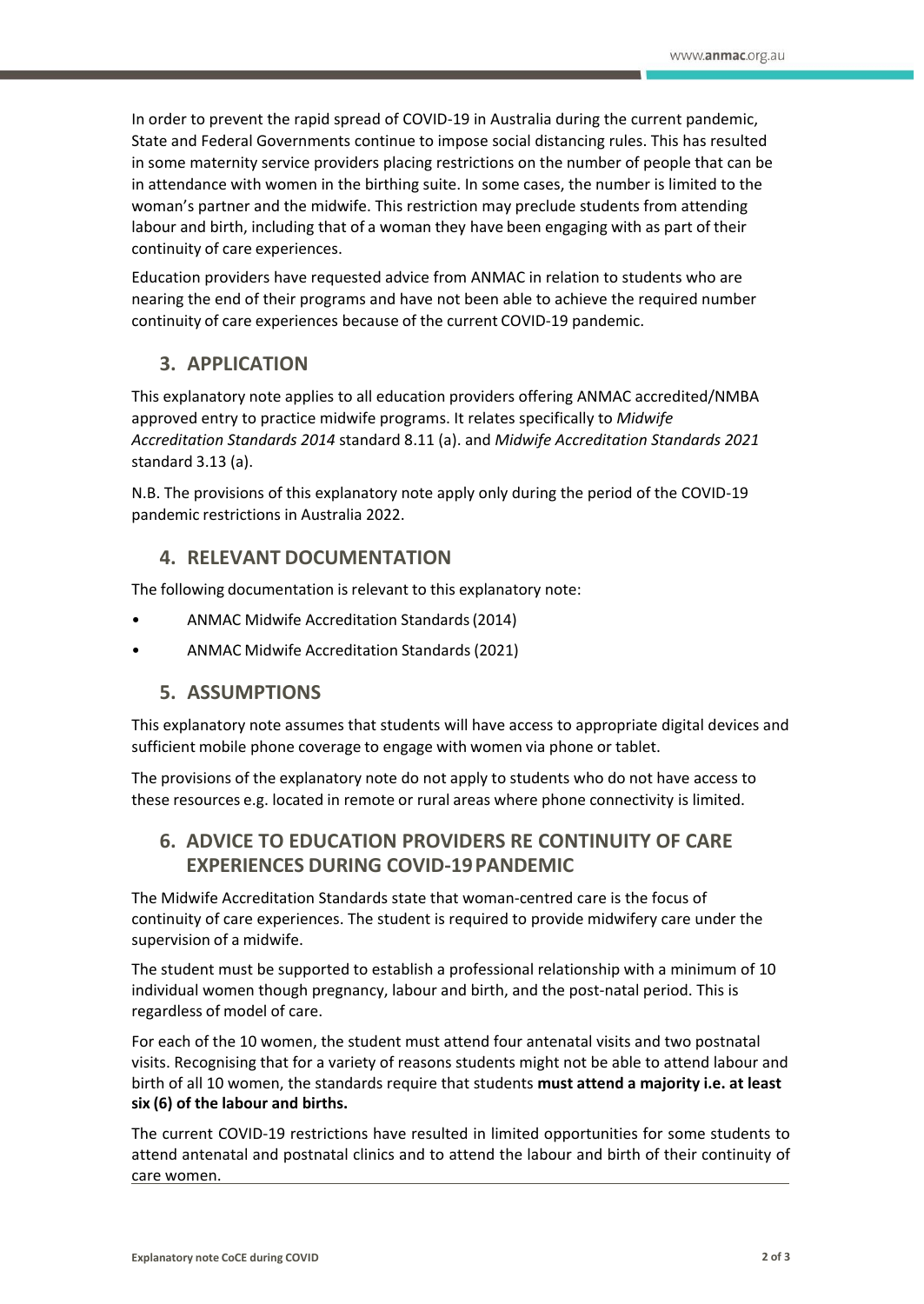In order to prevent the rapid spread of COVID-19 in Australia during the current pandemic, State and Federal Governments continue to impose social distancing rules. This has resulted in some maternity service providers placing restrictions on the number of people that can be in attendance with women in the birthing suite. In some cases, the number is limited to the woman's partner and the midwife. This restriction may preclude students from attending labour and birth, including that of a woman they have been engaging with as part of their continuity of care experiences.

Education providers have requested advice from ANMAC in relation to students who are nearing the end of their programs and have not been able to achieve the required number continuity of care experiences because of the current COVID-19 pandemic.

## 3. APPLICATION

This explanatory note applies to all education providers offering ANMAC accredited/NMBA approved entry to practice midwife programs. It relates specifically to *Midwife Accreditation Standards 2014* standard 8.11 (a). and *Midwife Accreditation Standards 2021* standard 3.13 (a).

N.B. The provisions of this explanatory note apply only during the period of the COVID-19 pandemic restrictions in Australia 2022.

## 4. RELEVANT DOCUMENTATION

The following documentation is relevant to this explanatory note:

- ANMAC Midwife Accreditation Standards (2014)
- ANMAC Midwife Accreditation Standards (2021)

## 5. ASSUMPTIONS

This explanatory note assumes that students will have access to appropriate digital devices and sufficient mobile phone coverage to engage with women via phone or tablet.

The provisions of the explanatory note do not apply to students who do not have access to these resources e.g. located in remote or rural areas where phone connectivity is limited.

## 6. ADVICE TO EDUCATION PROVIDERS RE CONTINUITY OF CARE EXPERIENCES DURING COVID-19 PANDEMIC

The Midwife Accreditation Standards state that woman-centred care is the focus of continuity of care experiences. The student is required to provide midwifery care under the supervision of a midwife.

The student must be supported to establish a professional relationship with a minimum of 10 individual women though pregnancy, labour and birth, and the post-natal period. This is regardless of model of care.

For each of the 10 women, the student must attend four antenatal visits and two postnatal visits. Recognising that for a variety of reasons students might not be able to attend labour and birth of all 10 women, the standards require that students **must attend a majority i.e. at least six (6) of the labour and births.**

The current COVID-19 restrictions have resulted in limited opportunities for some students to attend antenatal and postnatal clinics and to attend the labour and birth of their continuity of care women.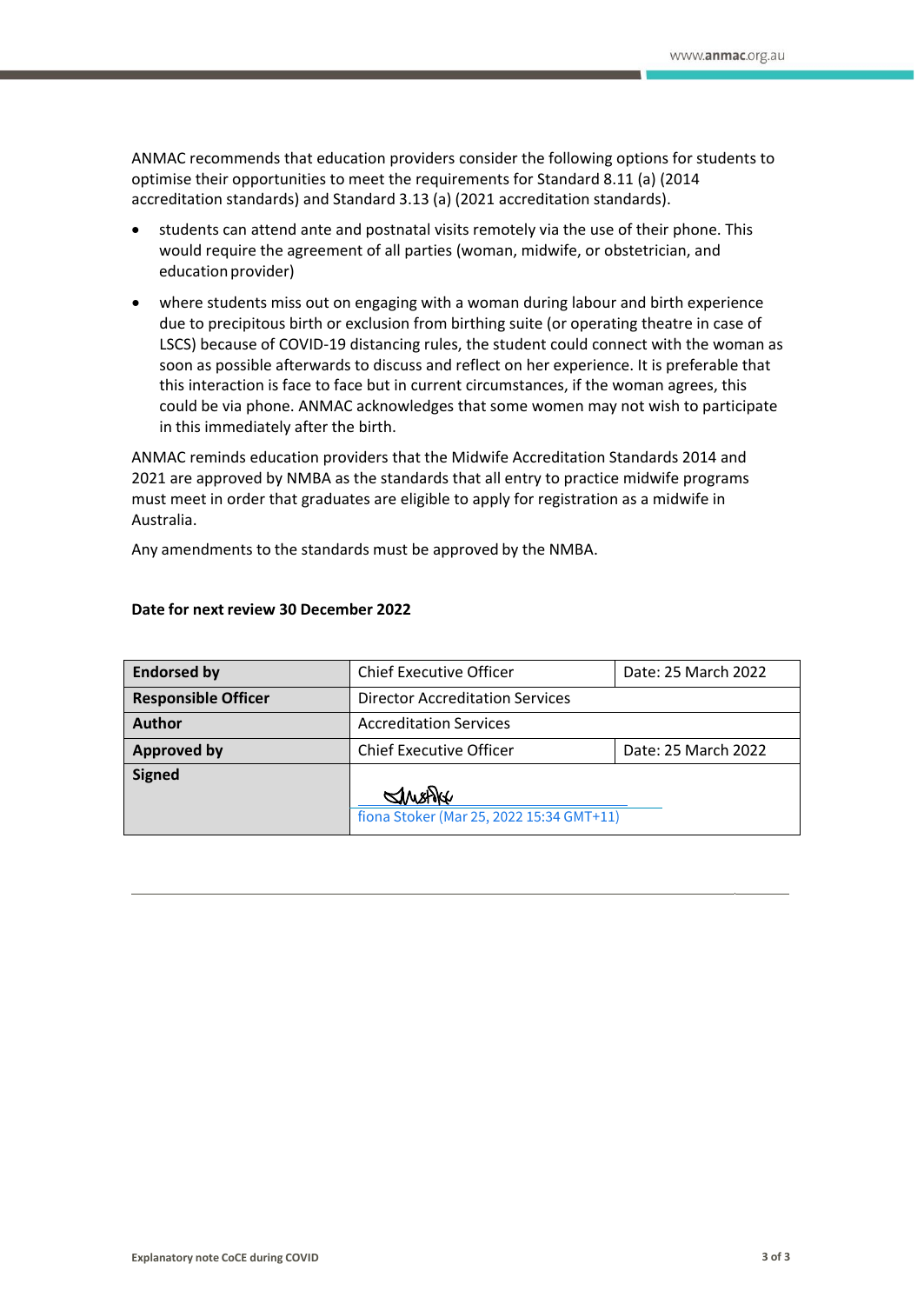ANMAC recommends that education providers consider the following options for students to optimise their opportunities to meet the requirements for Standard 8.11 (a) (2014 accreditation standards) and Standard 3.13 (a) (2021 accreditation standards).

- students can attend ante and postnatal visits remotely via the use of their phone. This would require the agreement of all parties (woman, midwife, or obstetrician, and education provider)
- where students miss out on engaging with a woman during labour and birth experience due to precipitous birth or exclusion from birthing suite (or operating theatre in case of LSCS) because of COVID-19 distancing rules, the student could connect with the woman as soon as possible afterwards to discuss and reflect on her experience. It is preferable that this interaction is face to face but in current circumstances, if the woman agrees, this could be via phone. ANMAC acknowledges that some women may not wish to participate in this immediately after the birth.

ANMAC reminds education providers that the Midwife Accreditation Standards 2014 and 2021 are approved by NMBA as the standards that all entry to practice midwife programs must meet in order that graduates are eligible to apply for registration as a midwife in Australia.

Any amendments to the standards must be approved by the NMBA.

**Date for next review 30 December 2022**

| | | |
|---|---|---|
| **Endorsed by** | Chief Executive Officer | Date: 25 March 2022 |
| **Responsible Officer** | Director Accreditation Services | |
| **Author** | Accreditation Services | |
| **Approved by** | Chief Executive Officer | Date: 25 March 2022 |
| **Signed** | fiona Stoker (Mar 25, 2022 15:34 GMT+11) | |